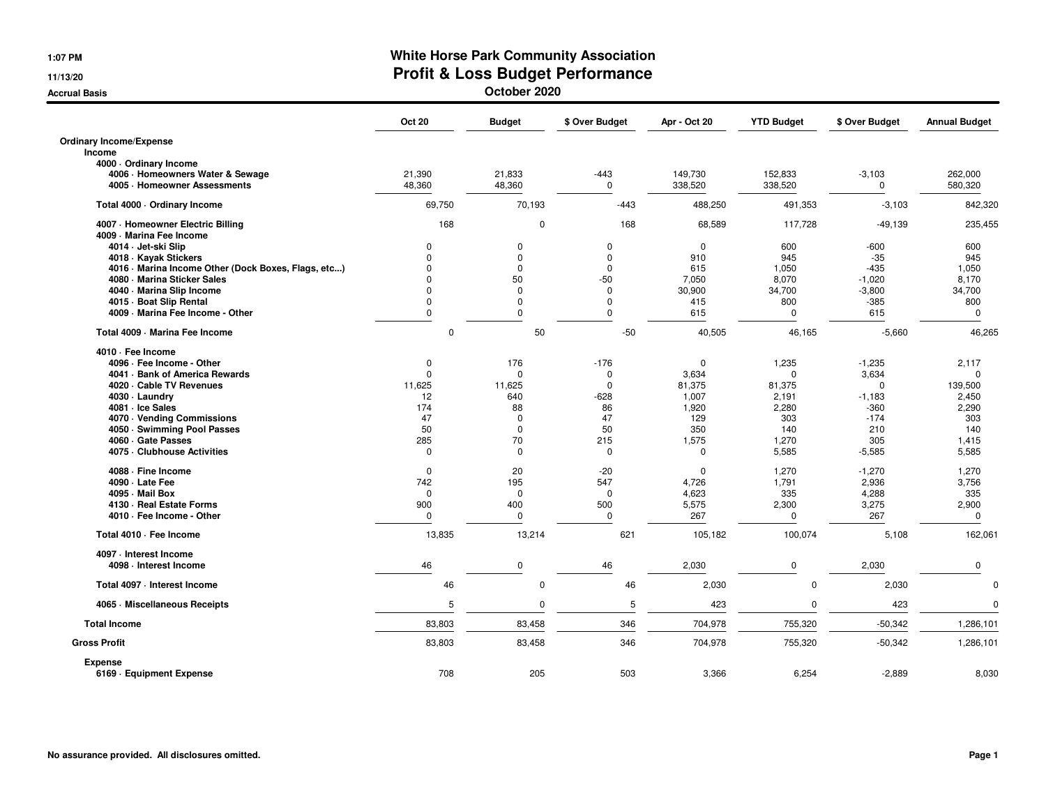# White Horse Park Community Association

## Profit & Loss Budget Performance

### October 2020

1:07 PM
11/13/20
Accrual Basis

| | Oct 20 | Budget | $ Over Budget | Apr - Oct 20 | YTD Budget | $ Over Budget | Annual Budget |
|---|---|---|---|---|---|---|---|
| **Ordinary Income/Expense** | | | | | | | |
| **Income** | | | | | | | |
| **4000 · Ordinary Income** | | | | | | | |
| **4006 · Homeowners Water & Sewage** | 21,390 | 21,833 | -443 | 149,730 | 152,833 | -3,103 | 262,000 |
| **4005 · Homeowner Assessments** | 48,360 | 48,360 | 0 | 338,520 | 338,520 | 0 | 580,320 |
| **Total 4000 · Ordinary Income** | 69,750 | 70,193 | -443 | 488,250 | 491,353 | -3,103 | 842,320 |
| **4007 · Homeowner Electric Billing** | 168 | 0 | 168 | 68,589 | 117,728 | -49,139 | 235,455 |
| **4009 · Marina Fee Income** | | | | | | | |
| **4014 · Jet-ski Slip** | 0 | 0 | 0 | 0 | 600 | -600 | 600 |
| **4018 · Kayak Stickers** | 0 | 0 | 0 | 910 | 945 | -35 | 945 |
| **4016 · Marina Income Other (Dock Boxes, Flags, etc...)** | 0 | 0 | 0 | 615 | 1,050 | -435 | 1,050 |
| **4080 · Marina Sticker Sales** | 0 | 50 | -50 | 7,050 | 8,070 | -1,020 | 8,170 |
| **4040 · Marina Slip Income** | 0 | 0 | 0 | 30,900 | 34,700 | -3,800 | 34,700 |
| **4015 · Boat Slip Rental** | 0 | 0 | 0 | 415 | 800 | -385 | 800 |
| **4009 · Marina Fee Income - Other** | 0 | 0 | 0 | 615 | 0 | 615 | 0 |
| **Total 4009 · Marina Fee Income** | 0 | 50 | -50 | 40,505 | 46,165 | -5,660 | 46,265 |
| **4010 · Fee Income** | | | | | | | |
| **4096 · Fee Income - Other** | 0 | 176 | -176 | 0 | 1,235 | -1,235 | 2,117 |
| **4041 · Bank of America Rewards** | 0 | 0 | 0 | 3,634 | 0 | 3,634 | 0 |
| **4020 · Cable TV Revenues** | 11,625 | 11,625 | 0 | 81,375 | 81,375 | 0 | 139,500 |
| **4030 · Laundry** | 12 | 640 | -628 | 1,007 | 2,191 | -1,183 | 2,450 |
| **4081 · Ice Sales** | 174 | 88 | 86 | 1,920 | 2,280 | -360 | 2,290 |
| **4070 · Vending Commissions** | 47 | 0 | 47 | 129 | 303 | -174 | 303 |
| **4050 · Swimming Pool Passes** | 50 | 0 | 50 | 350 | 140 | 210 | 140 |
| **4060 · Gate Passes** | 285 | 70 | 215 | 1,575 | 1,270 | 305 | 1,415 |
| **4075 · Clubhouse Activities** | 0 | 0 | 0 | 0 | 5,585 | -5,585 | 5,585 |
| **4088 · Fine Income** | 0 | 20 | -20 | 0 | 1,270 | -1,270 | 1,270 |
| **4090 · Late Fee** | 742 | 195 | 547 | 4,726 | 1,791 | 2,936 | 3,756 |
| **4095 · Mail Box** | 0 | 0 | 0 | 4,623 | 335 | 4,288 | 335 |
| **4130 · Real Estate Forms** | 900 | 400 | 500 | 5,575 | 2,300 | 3,275 | 2,900 |
| **4010 · Fee Income - Other** | 0 | 0 | 0 | 267 | 0 | 267 | 0 |
| **Total 4010 · Fee Income** | 13,835 | 13,214 | 621 | 105,182 | 100,074 | 5,108 | 162,061 |
| **4097 · Interest Income** | | | | | | | |
| **4098 · Interest Income** | 46 | 0 | 46 | 2,030 | 0 | 2,030 | 0 |
| **Total 4097 · Interest Income** | 46 | 0 | 46 | 2,030 | 0 | 2,030 | 0 |
| **4065 · Miscellaneous Receipts** | 5 | 0 | 5 | 423 | 0 | 423 | 0 |
| **Total Income** | 83,803 | 83,458 | 346 | 704,978 | 755,320 | -50,342 | 1,286,101 |
| **Gross Profit** | 83,803 | 83,458 | 346 | 704,978 | 755,320 | -50,342 | 1,286,101 |
| **Expense** | | | | | | | |
| **6169 · Equipment Expense** | 708 | 205 | 503 | 3,366 | 6,254 | -2,889 | 8,030 |

**No assurance provided. All disclosures omitted.**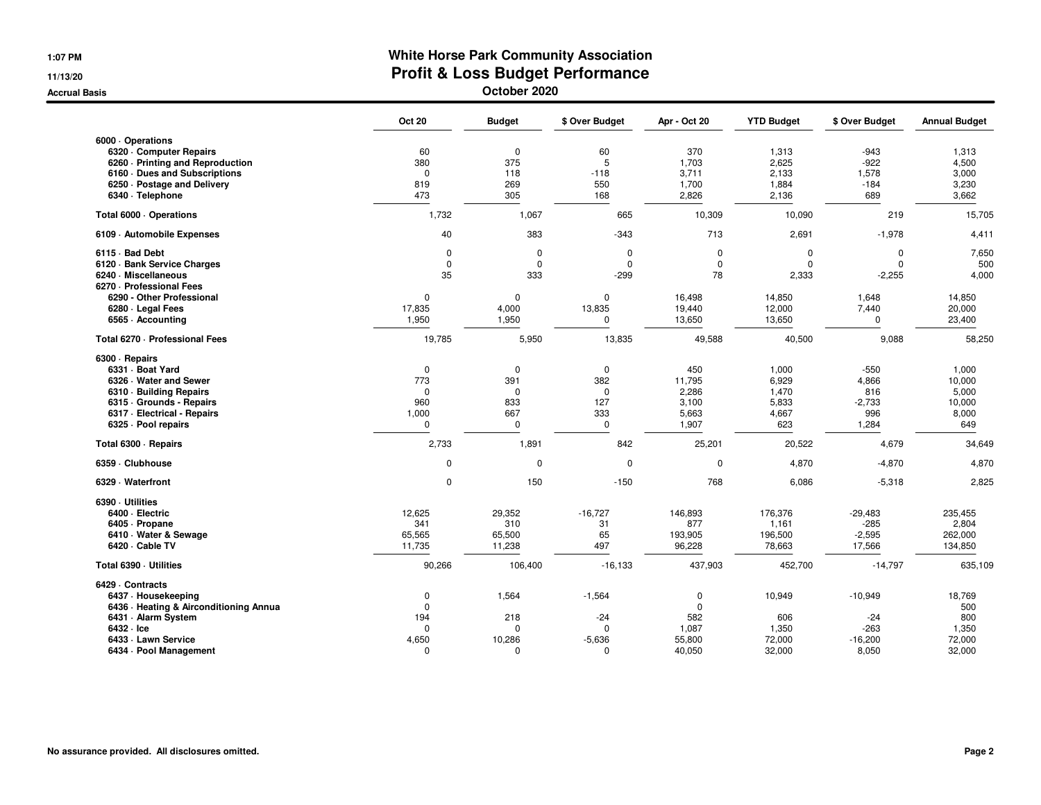# White Horse Park Community Association

## Profit & Loss Budget Performance

### October 2020

Accrual Basis

| | Oct 20 | Budget | $ Over Budget | Apr - Oct 20 | YTD Budget | $ Over Budget | Annual Budget |
|---|---|---|---|---|---|---|---|
| **6000 · Operations** | | | | | | | |
| 6320 · Computer Repairs | 60 | 0 | 60 | 370 | 1,313 | -943 | 1,313 |
| 6260 · Printing and Reproduction | 380 | 375 | 5 | 1,703 | 2,625 | -922 | 4,500 |
| 6160 · Dues and Subscriptions | 0 | 118 | -118 | 3,711 | 2,133 | 1,578 | 3,000 |
| 6250 · Postage and Delivery | 819 | 269 | 550 | 1,700 | 1,884 | -184 | 3,230 |
| 6340 · Telephone | 473 | 305 | 168 | 2,826 | 2,136 | 689 | 3,662 |
| **Total 6000 · Operations** | 1,732 | 1,067 | 665 | 10,309 | 10,090 | 219 | 15,705 |
| **6109 · Automobile Expenses** | 40 | 383 | -343 | 713 | 2,691 | -1,978 | 4,411 |
| **6115 · Bad Debt** | 0 | 0 | 0 | 0 | 0 | 0 | 7,650 |
| **6120 · Bank Service Charges** | 0 | 0 | 0 | 0 | 0 | 0 | 500 |
| **6240 · Miscellaneous** | 35 | 333 | -299 | 78 | 2,333 | -2,255 | 4,000 |
| **6270 · Professional Fees** | | | | | | | |
| 6290 - Other Professional | 0 | 0 | 0 | 16,498 | 14,850 | 1,648 | 14,850 |
| 6280 · Legal Fees | 17,835 | 4,000 | 13,835 | 19,440 | 12,000 | 7,440 | 20,000 |
| 6565 · Accounting | 1,950 | 1,950 | 0 | 13,650 | 13,650 | 0 | 23,400 |
| **Total 6270 · Professional Fees** | 19,785 | 5,950 | 13,835 | 49,588 | 40,500 | 9,088 | 58,250 |
| **6300 · Repairs** | | | | | | | |
| 6331 · Boat Yard | 0 | 0 | 0 | 450 | 1,000 | -550 | 1,000 |
| 6326 · Water and Sewer | 773 | 391 | 382 | 11,795 | 6,929 | 4,866 | 10,000 |
| 6310 · Building Repairs | 0 | 0 | 0 | 2,286 | 1,470 | 816 | 5,000 |
| 6315 · Grounds - Repairs | 960 | 833 | 127 | 3,100 | 5,833 | -2,733 | 10,000 |
| 6317 · Electrical - Repairs | 1,000 | 667 | 333 | 5,663 | 4,667 | 996 | 8,000 |
| 6325 · Pool repairs | 0 | 0 | 0 | 1,907 | 623 | 1,284 | 649 |
| **Total 6300 · Repairs** | 2,733 | 1,891 | 842 | 25,201 | 20,522 | 4,679 | 34,649 |
| **6359 · Clubhouse** | 0 | 0 | 0 | 0 | 4,870 | -4,870 | 4,870 |
| **6329 · Waterfront** | 0 | 150 | -150 | 768 | 6,086 | -5,318 | 2,825 |
| **6390 · Utilities** | | | | | | | |
| 6400 · Electric | 12,625 | 29,352 | -16,727 | 146,893 | 176,376 | -29,483 | 235,455 |
| 6405 · Propane | 341 | 310 | 31 | 877 | 1,161 | -285 | 2,804 |
| 6410 · Water & Sewage | 65,565 | 65,500 | 65 | 193,905 | 196,500 | -2,595 | 262,000 |
| 6420 · Cable TV | 11,735 | 11,238 | 497 | 96,228 | 78,663 | 17,566 | 134,850 |
| **Total 6390 · Utilities** | 90,266 | 106,400 | -16,133 | 437,903 | 452,700 | -14,797 | 635,109 |
| **6429 · Contracts** | | | | | | | |
| 6437 · Housekeeping | 0 | 1,564 | -1,564 | 0 | 10,949 | -10,949 | 18,769 |
| 6436 · Heating & Airconditioning Annua | 0 | | | 0 | | | 500 |
| 6431 · Alarm System | 194 | 218 | -24 | 582 | 606 | -24 | 800 |
| 6432 · Ice | 0 | 0 | 0 | 1,087 | 1,350 | -263 | 1,350 |
| 6433 · Lawn Service | 4,650 | 10,286 | -5,636 | 55,800 | 72,000 | -16,200 | 72,000 |
| 6434 · Pool Management | 0 | 0 | 0 | 40,050 | 32,000 | 8,050 | 32,000 |

**No assurance provided. All disclosures omitted.**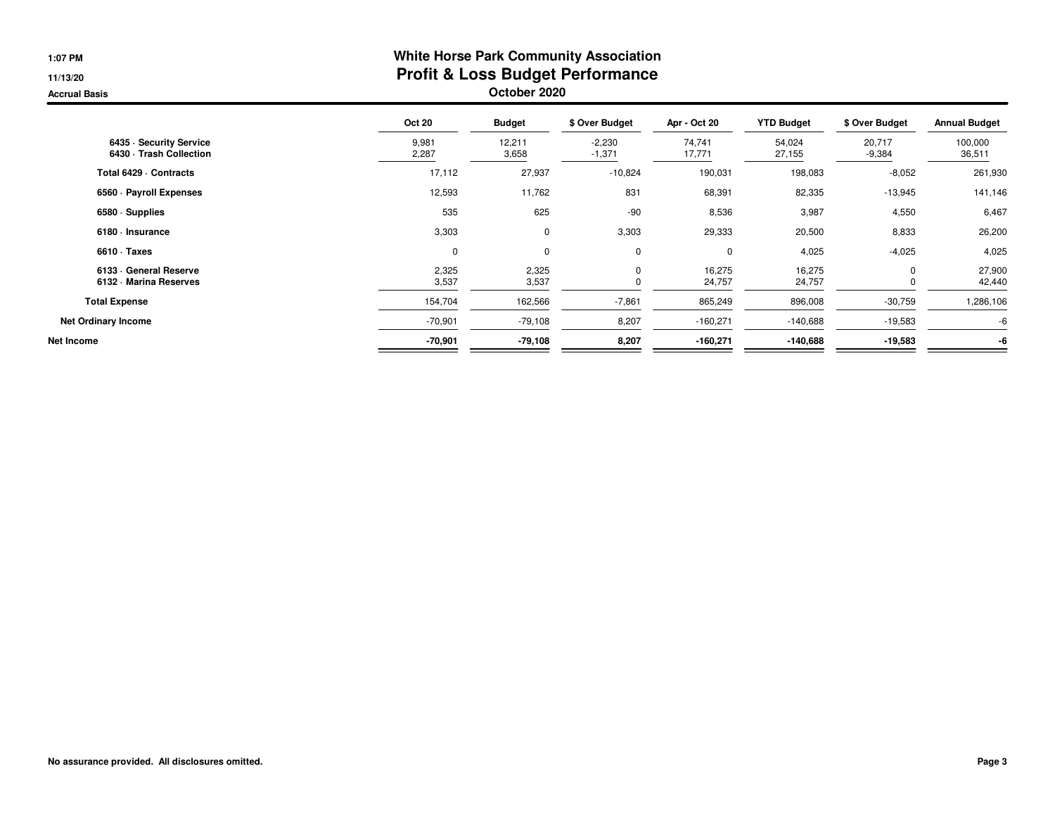# White Horse Park Community Association
## Profit & Loss Budget Performance
### October 2020

Accrual Basis

| | Oct 20 | Budget | $ Over Budget | Apr - Oct 20 | YTD Budget | $ Over Budget | Annual Budget |
|---|---|---|---|---|---|---|---|
| 6435 · Security Service | 9,981 | 12,211 | -2,230 | 74,741 | 54,024 | 20,717 | 100,000 |
| 6430 · Trash Collection | 2,287 | 3,658 | -1,371 | 17,771 | 27,155 | -9,384 | 36,511 |
| **Total 6429 · Contracts** | 17,112 | 27,937 | -10,824 | 190,031 | 198,083 | -8,052 | 261,930 |
| **6560 · Payroll Expenses** | 12,593 | 11,762 | 831 | 68,391 | 82,335 | -13,945 | 141,146 |
| **6580 · Supplies** | 535 | 625 | -90 | 8,536 | 3,987 | 4,550 | 6,467 |
| **6180 · Insurance** | 3,303 | 0 | 3,303 | 29,333 | 20,500 | 8,833 | 26,200 |
| **6610 · Taxes** | 0 | 0 | 0 | 0 | 4,025 | -4,025 | 4,025 |
| 6133 · General Reserve | 2,325 | 2,325 | 0 | 16,275 | 16,275 | 0 | 27,900 |
| 6132 · Marina Reserves | 3,537 | 3,537 | 0 | 24,757 | 24,757 | 0 | 42,440 |
| **Total Expense** | 154,704 | 162,566 | -7,861 | 865,249 | 896,008 | -30,759 | 1,286,106 |
| **Net Ordinary Income** | -70,901 | -79,108 | 8,207 | -160,271 | -140,688 | -19,583 | -6 |
| **Net Income** | **-70,901** | **-79,108** | **8,207** | **-160,271** | **-140,688** | **-19,583** | **-6** |

**No assurance provided. All disclosures omitted.**